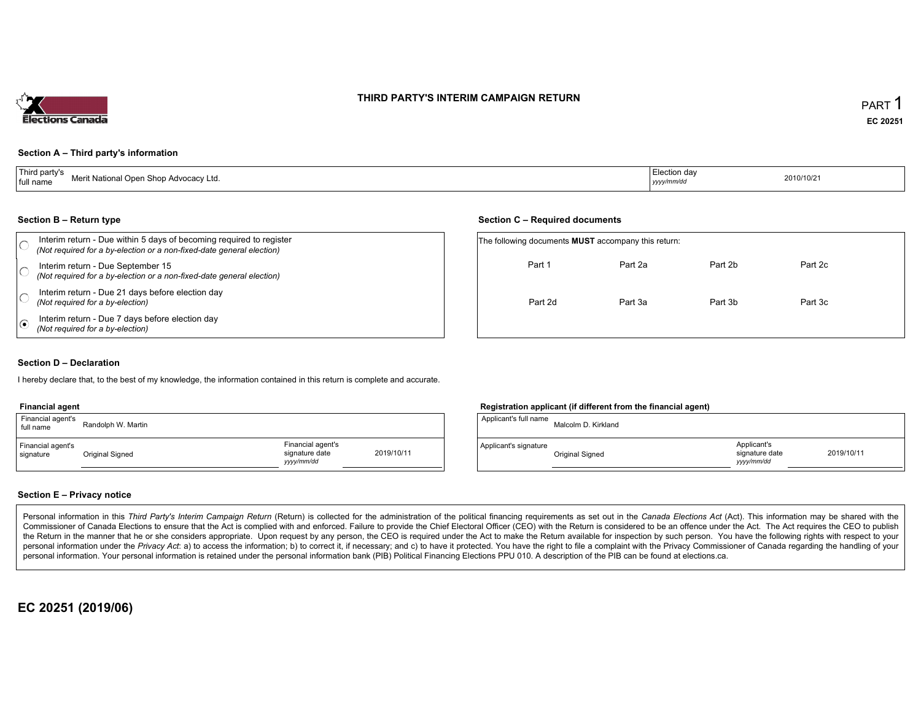# THIRD PARTY'S INTERIM CAMPAIGN RETURN

PART 1

**EC 20251**

## Section A – Third party's information

| Third party's full name | Merit National Open Shop Advocacy Ltd. | Election day *yyyy/mm/dd* | 2010/10/21 |
|---|---|---|---|

## Section B – Return type

- ○ Interim return - Due within 5 days of becoming required to register *(Not required for a by-election or a non-fixed-date general election)*
- ○ Interim return - Due September 15 *(Not required for a by-election or a non-fixed-date general election)*
- ○ Interim return - Due 21 days before election day *(Not required for a by-election)*
- ◉ Interim return - Due 7 days before election day *(Not required for a by-election)*

## Section C – Required documents

The following documents **MUST** accompany this return:

| Part 1 | Part 2a | Part 2b | Part 2c |
|---|---|---|---|
| Part 2d | Part 3a | Part 3b | Part 3c |

## Section D – Declaration

I hereby declare that, to the best of my knowledge, the information contained in this return is complete and accurate.

### Financial agent

| Financial agent's full name | Randolph W. Martin | | |
|---|---|---|---|
| Financial agent's signature | Original Signed | Financial agent's signature date *yyyy/mm/dd* | 2019/10/11 |

### Registration applicant (if different from the financial agent)

| Applicant's full name | Malcolm D. Kirkland | | |
|---|---|---|---|
| Applicant's signature | Original Signed | Applicant's signature date *yyyy/mm/dd* | 2019/10/11 |

## Section E – Privacy notice

Personal information in this *Third Party's Interim Campaign Return* (Return) is collected for the administration of the political financing requirements as set out in the *Canada Elections Act* (Act). This information may be shared with the Commissioner of Canada Elections to ensure that the Act is complied with and enforced. Failure to provide the Chief Electoral Officer (CEO) with the Return is considered to be an offence under the Act. The Act requires the CEO to publish the Return in the manner that he or she considers appropriate. Upon request by any person, the CEO is required under the Act to make the Return available for inspection by such person. You have the following rights with respect to your personal information under the *Privacy Act*: a) to access the information; b) to correct it, if necessary; and c) to have it protected. You have the right to file a complaint with the Privacy Commissioner of Canada regarding the handling of your personal information. Your personal information is retained under the personal information bank (PIB) Political Financing Elections PPU 010. A description of the PIB can be found at elections.ca.

**EC 20251 (2019/06)**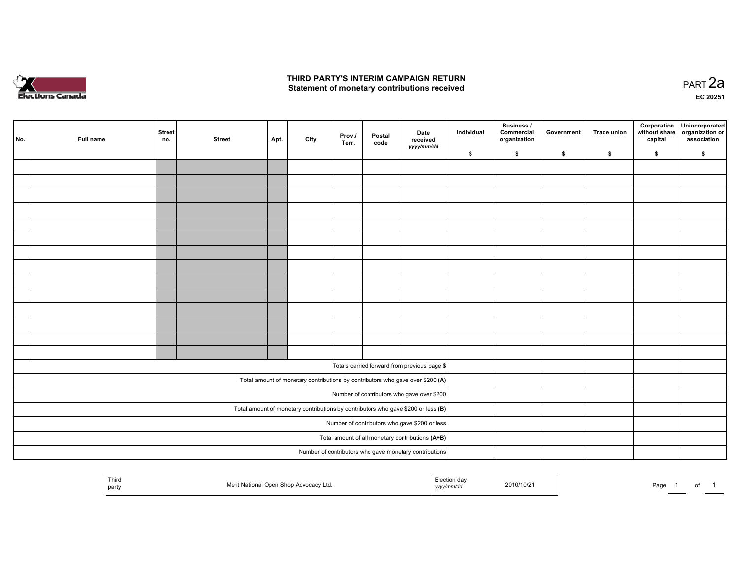# THIRD PARTY'S INTERIM CAMPAIGN RETURN
## Statement of monetary contributions received

PART 2a

EC 20251

| No. | Full name | Street no. | Street | Apt. | City | Prov./ Terr. | Postal code | Date received yyyy/mm/dd | Individual $ | Business / Commercial organization $ | Government $ | Trade union $ | Corporation without share capital $ | Unincorporated organization or association $ |
|---|---|---|---|---|---|---|---|---|---|---|---|---|---|---|
| | | | | | | | | | | | | | | |
| | | | | | | | | | | | | | | |
| | | | | | | | | | | | | | | |
| | | | | | | | | | | | | | | |
| | | | | | | | | | | | | | | |
| | | | | | | | | | | | | | | |
| | | | | | | | | | | | | | | |
| | | | | | | | | | | | | | | |
| | | | | | | | | | | | | | | |
| | | | | | | | | | | | | | | |
| | | | | | | | | | | | | | | |
| | | | | | | | | | | | | | | |
| | | | | | | | | | | | | | | |
| | | | | | | | | | | | | | | |
| Totals carried forward from previous page $ | | | | | | | | | | | | | | |
| Total amount of monetary contributions by contributors who gave over $200 **(A)** | | | | | | | | | | | | | | |
| Number of contributors who gave over $200 | | | | | | | | | | | | | | |
| Total amount of monetary contributions by contributors who gave $200 or less **(B)** | | | | | | | | | | | | | | |
| Number of contributors who gave $200 or less | | | | | | | | | | | | | | |
| Total amount of all monetary contributions **(A+B)** | | | | | | | | | | | | | | |
| Number of contributors who gave monetary contributions | | | | | | | | | | | | | | |

| Third party | Merit National Open Shop Advocacy Ltd. | Election day yyyy/mm/dd | 2010/10/21 |
|---|---|---|---|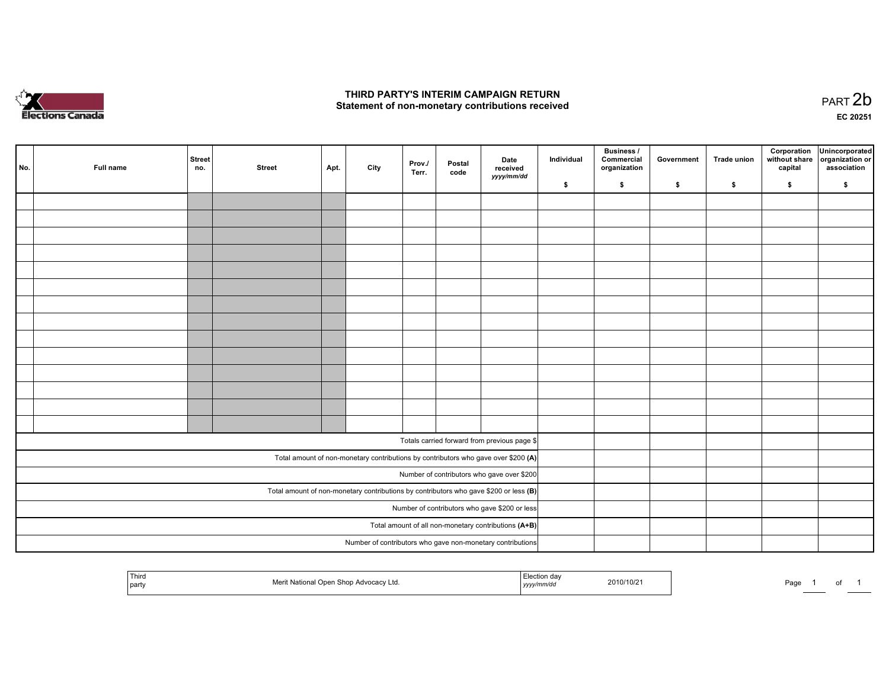# THIRD PARTY'S INTERIM CAMPAIGN RETURN
## Statement of non-monetary contributions received

PART 2b

EC 20251

| No. | Full name | Street no. | Street | Apt. | City | Prov./ Terr. | Postal code | Date received yyyy/mm/dd | Individual $ | Business / Commercial organization $ | Government $ | Trade union $ | Corporation without share capital $ | Unincorporated organization or association $ |
|---|---|---|---|---|---|---|---|---|---|---|---|---|---|---|
| | | | | | | | | | | | | | | |
| | | | | | | | | | | | | | | |
| | | | | | | | | | | | | | | |
| | | | | | | | | | | | | | | |
| | | | | | | | | | | | | | | |
| | | | | | | | | | | | | | | |
| | | | | | | | | | | | | | | |
| | | | | | | | | | | | | | | |
| | | | | | | | | | | | | | | |
| | | | | | | | | | | | | | | |
| | | | | | | | | | | | | | | |
| | | | | | | | | | | | | | | |
| | | | | | | | | | | | | | | |
| | | | | | | | | | | | | | | |
| Totals carried forward from previous page $ | | | | | | | | | | | | | | |
| Total amount of non-monetary contributions by contributors who gave over $200 **(A)** | | | | | | | | | | | | | | |
| Number of contributors who gave over $200 | | | | | | | | | | | | | | |
| Total amount of non-monetary contributions by contributors who gave $200 or less **(B)** | | | | | | | | | | | | | | |
| Number of contributors who gave $200 or less | | | | | | | | | | | | | | |
| Total amount of all non-monetary contributions **(A+B)** | | | | | | | | | | | | | | |
| Number of contributors who gave non-monetary contributions | | | | | | | | | | | | | | |

| Third party | Merit National Open Shop Advocacy Ltd. | Election day yyyy/mm/dd | 2010/10/21 |
|---|---|---|---|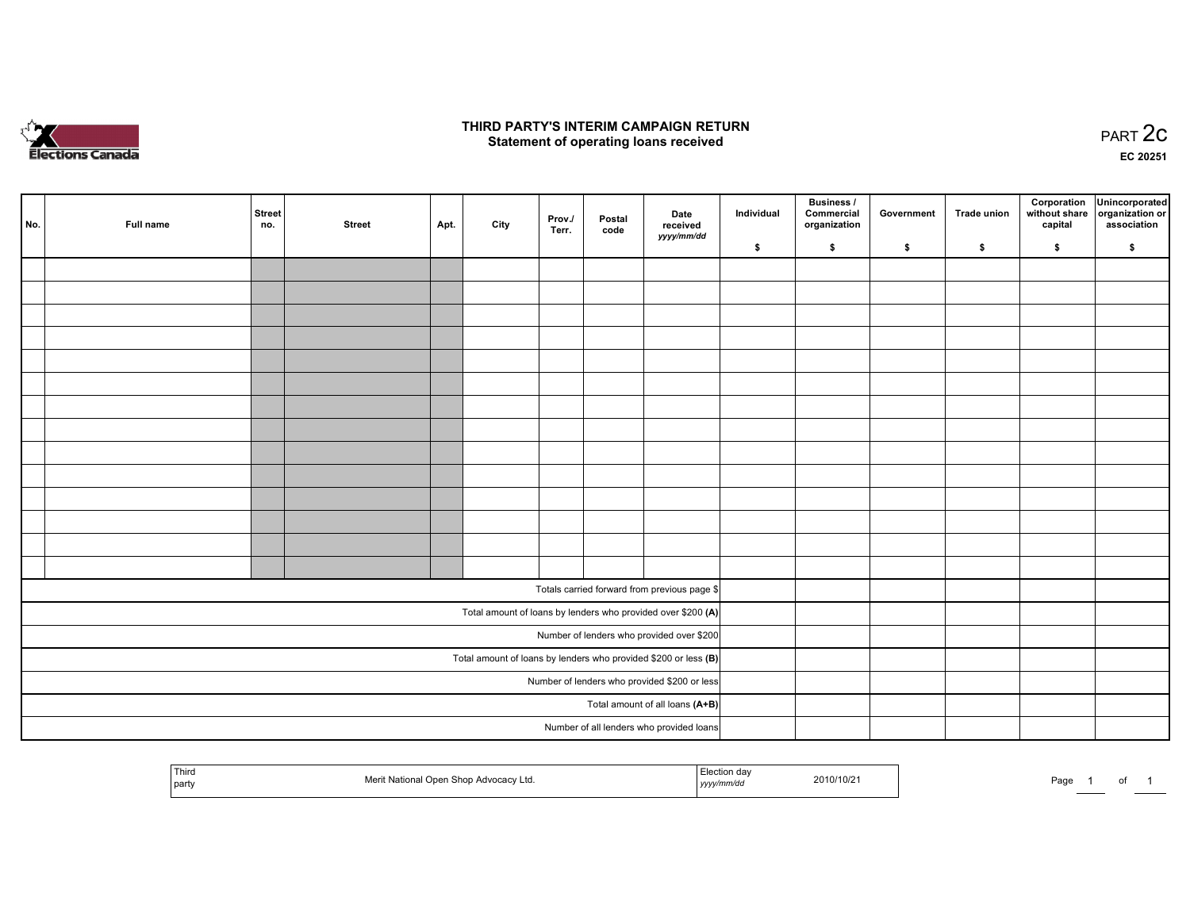# THIRD PARTY'S INTERIM CAMPAIGN RETURN
## Statement of operating loans received

PART 2c

EC 20251

| No. | Full name | Street no. | Street | Apt. | City | Prov./ Terr. | Postal code | Date received yyyy/mm/dd | Individual $ | Business / Commercial organization $ | Government $ | Trade union $ | Corporation without share capital $ | Unincorporated organization or association $ |
|---|---|---|---|---|---|---|---|---|---|---|---|---|---|---|
| | | | | | | | | | | | | | | |
| | | | | | | | | | | | | | | |
| | | | | | | | | | | | | | | |
| | | | | | | | | | | | | | | |
| | | | | | | | | | | | | | | |
| | | | | | | | | | | | | | | |
| | | | | | | | | | | | | | | |
| | | | | | | | | | | | | | | |
| | | | | | | | | | | | | | | |
| | | | | | | | | | | | | | | |
| | | | | | | | | | | | | | | |
| | | | | | | | | | | | | | | |
| | | | | | | | | | | | | | | |
| | | | | | | | | | | | | | | |
| Totals carried forward from previous page $ | | | | | | | | | | | | | | |
| Total amount of loans by lenders who provided over $200 **(A)** | | | | | | | | | | | | | | |
| Number of lenders who provided over $200 | | | | | | | | | | | | | | |
| Total amount of loans by lenders who provided $200 or less **(B)** | | | | | | | | | | | | | | |
| Number of lenders who provided $200 or less | | | | | | | | | | | | | | |
| Total amount of all loans **(A+B)** | | | | | | | | | | | | | | |
| Number of all lenders who provided loans | | | | | | | | | | | | | | |

| Third party | Merit National Open Shop Advocacy Ltd. | Election day yyyy/mm/dd | 2010/10/21 |
|---|---|---|---|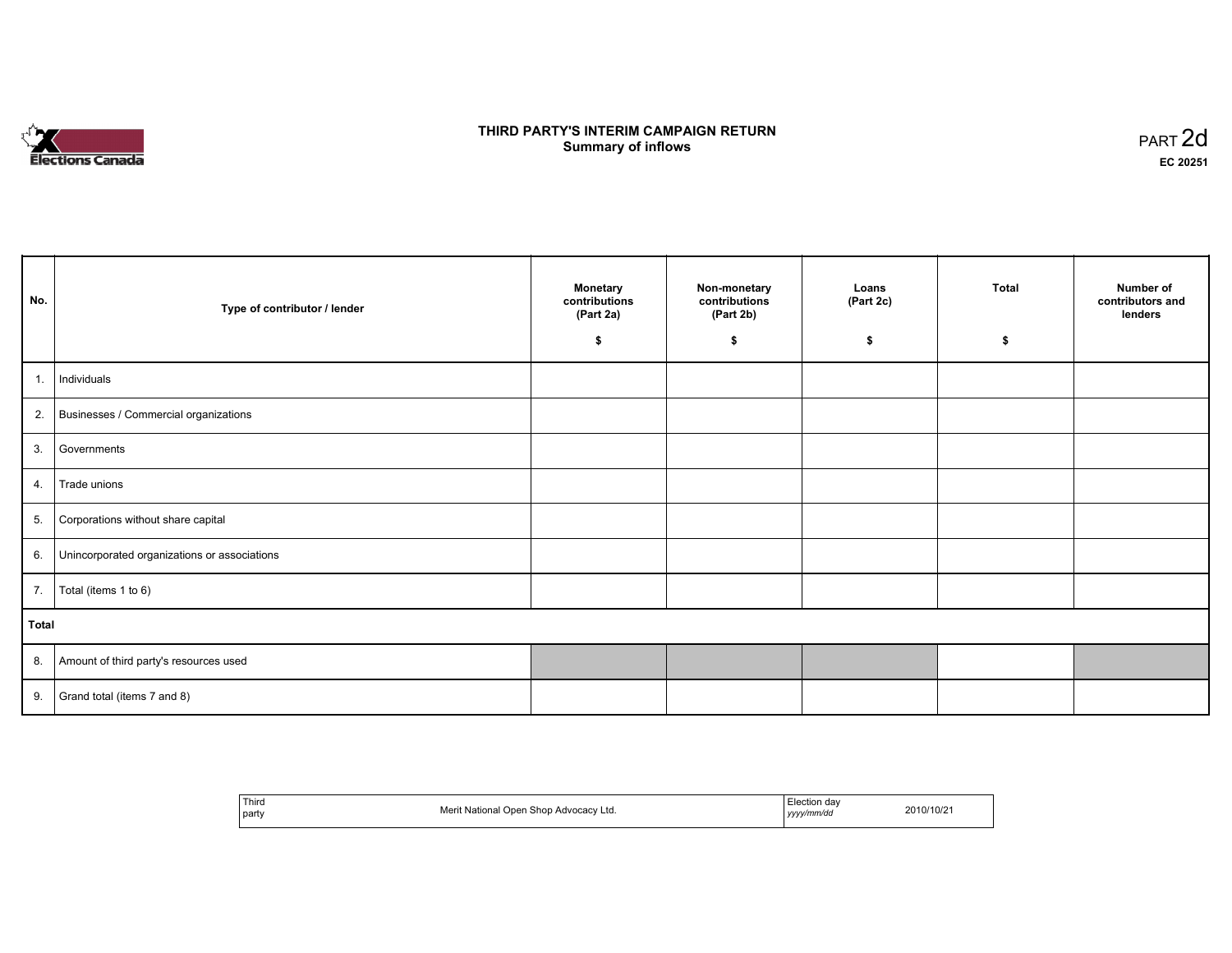# THIRD PARTY'S INTERIM CAMPAIGN RETURN
## Summary of inflows

PART 2d

**EC 20251**

| No. | Type of contributor / lender | Monetary contributions (Part 2a) $ | Non-monetary contributions (Part 2b) $ | Loans (Part 2c) $ | Total $ | Number of contributors and lenders |
|---|---|---|---|---|---|---|
| 1. | Individuals | | | | | |
| 2. | Businesses / Commercial organizations | | | | | |
| 3. | Governments | | | | | |
| 4. | Trade unions | | | | | |
| 5. | Corporations without share capital | | | | | |
| 6. | Unincorporated organizations or associations | | | | | |
| 7. | Total (items 1 to 6) | | | | | |
| **Total** | | | | | | |
| 8. | Amount of third party's resources used | | | | | |
| 9. | Grand total (items 7 and 8) | | | | | |

| Third party | Merit National Open Shop Advocacy Ltd. | Election day *yyyy/mm/dd* | 2010/10/21 |
|---|---|---|---|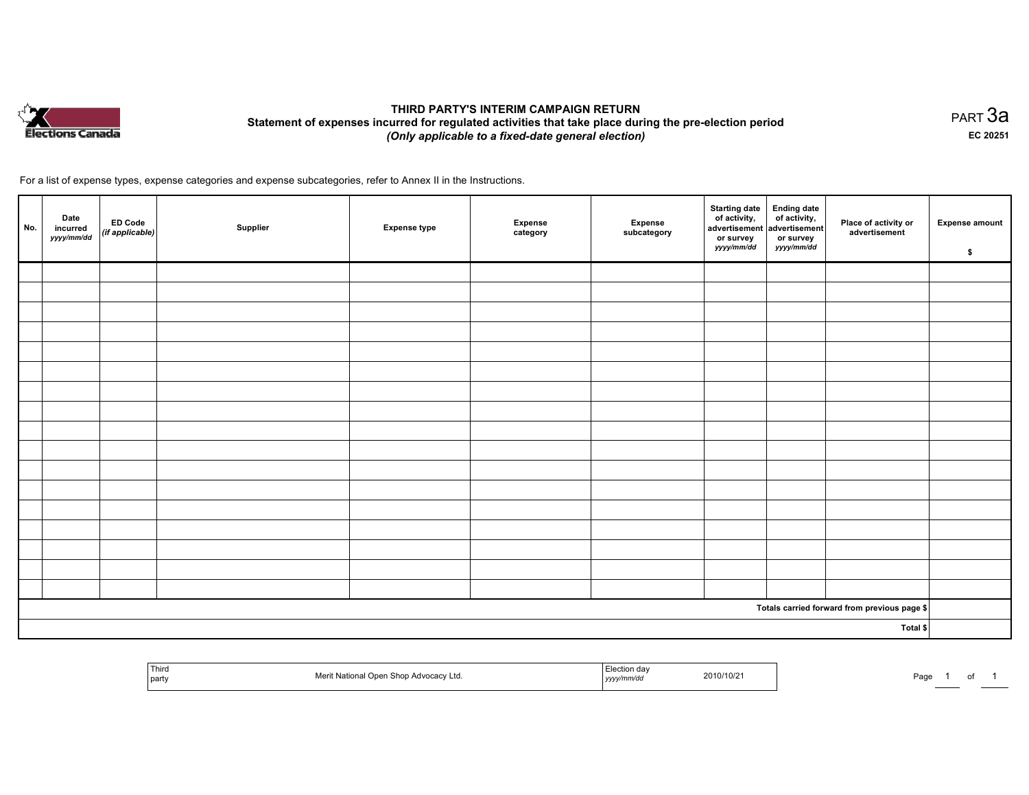# THIRD PARTY'S INTERIM CAMPAIGN RETURN

**Statement of expenses incurred for regulated activities that take place during the pre-election period**

***(Only applicable to a fixed-date general election)***

PART 3a

**EC 20251**

For a list of expense types, expense categories and expense subcategories, refer to Annex II in the Instructions.

| No. | Date incurred *yyyy/mm/dd* | ED Code *(if applicable)* | Supplier | Expense type | Expense category | Expense subcategory | Starting date of activity, advertisement or survey *yyyy/mm/dd* | Ending date of activity, advertisement or survey *yyyy/mm/dd* | Place of activity or advertisement | Expense amount $ |
|---|---|---|---|---|---|---|---|---|---|---|
| | | | | | | | | | | |
| | | | | | | | | | | |
| | | | | | | | | | | |
| | | | | | | | | | | |
| | | | | | | | | | | |
| | | | | | | | | | | |
| | | | | | | | | | | |
| | | | | | | | | | | |
| | | | | | | | | | | |
| | | | | | | | | | | |
| | | | | | | | | | | |
| | | | | | | | | | | |
| | | | | | | | | | | |
| | | | | | | | | | | |
| | | | | | | | | | | |
| | | | | | | | | | | |
| | | | | | | | | | | |
| | | | | | | | | | **Totals carried forward from previous page $** | |
| | | | | | | | | | **Total $** | |

| Third party | Merit National Open Shop Advocacy Ltd. | Election day *yyyy/mm/dd* | 2010/10/21 |
|---|---|---|---|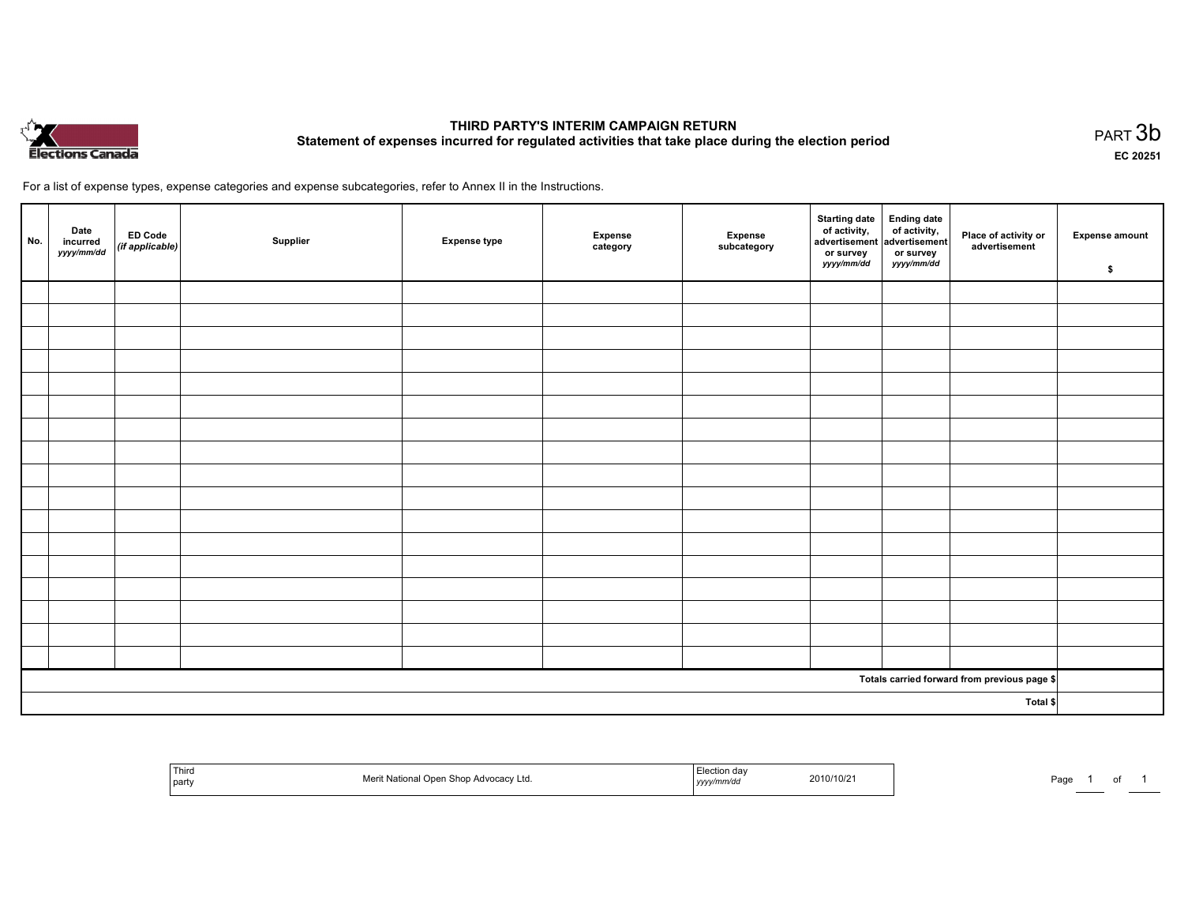# THIRD PARTY'S INTERIM CAMPAIGN RETURN

## Statement of expenses incurred for regulated activities that take place during the election period

PART 3b

EC 20251

For a list of expense types, expense categories and expense subcategories, refer to Annex II in the Instructions.

| No. | Date incurred *yyyy/mm/dd* | ED Code *(if applicable)* | Supplier | Expense type | Expense category | Expense subcategory | Starting date of activity, advertisement or survey *yyyy/mm/dd* | Ending date of activity, advertisement or survey *yyyy/mm/dd* | Place of activity or advertisement | Expense amount $ |
|---|---|---|---|---|---|---|---|---|---|---|
| | | | | | | | | | | |
| | | | | | | | | | | |
| | | | | | | | | | | |
| | | | | | | | | | | |
| | | | | | | | | | | |
| | | | | | | | | | | |
| | | | | | | | | | | |
| | | | | | | | | | | |
| | | | | | | | | | | |
| | | | | | | | | | | |
| | | | | | | | | | | |
| | | | | | | | | | | |
| | | | | | | | | | | |
| | | | | | | | | | | |
| | | | | | | | | | | |
| | | | | | | | | | | |
| | | | | | | | | | | |
| | | | | | | | | | Totals carried forward from previous page $ | |
| | | | | | | | | | Total $ | |

| Third party | Merit National Open Shop Advocacy Ltd. | Election day *yyyy/mm/dd* | 2010/10/21 |
|---|---|---|---|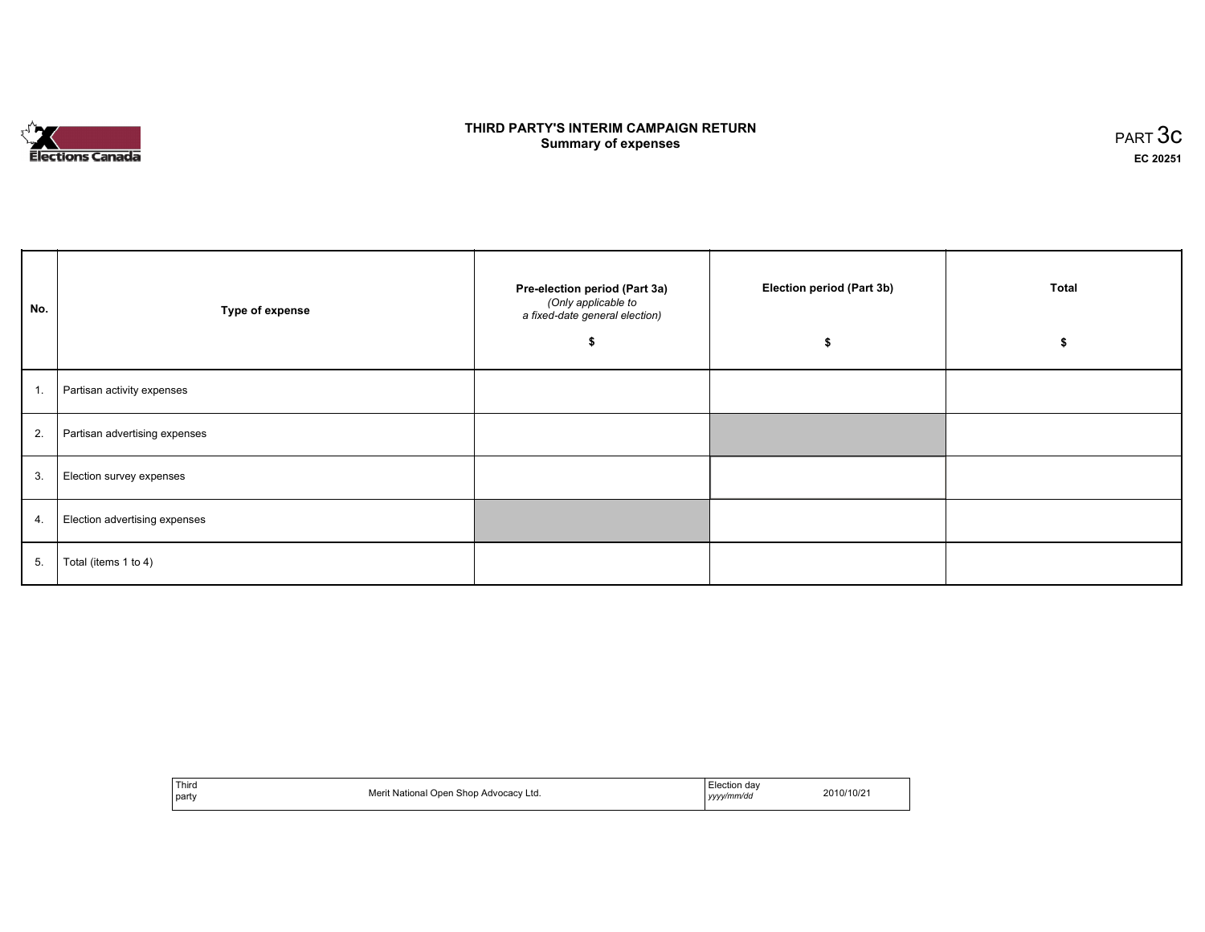# THIRD PARTY'S INTERIM CAMPAIGN RETURN

## Summary of expenses

PART 3c

**EC 20251**

| No. | Type of expense | Pre-election period (Part 3a) *(Only applicable to a fixed-date general election)* $ | Election period (Part 3b) $ | Total $ |
|---|---|---|---|---|
| 1. | Partisan activity expenses | | | |
| 2. | Partisan advertising expenses | | | |
| 3. | Election survey expenses | | | |
| 4. | Election advertising expenses | | | |
| 5. | Total (items 1 to 4) | | | |

| Third party | Merit National Open Shop Advocacy Ltd. | Election day *yyyy/mm/dd* | 2010/10/21 |
|---|---|---|---|